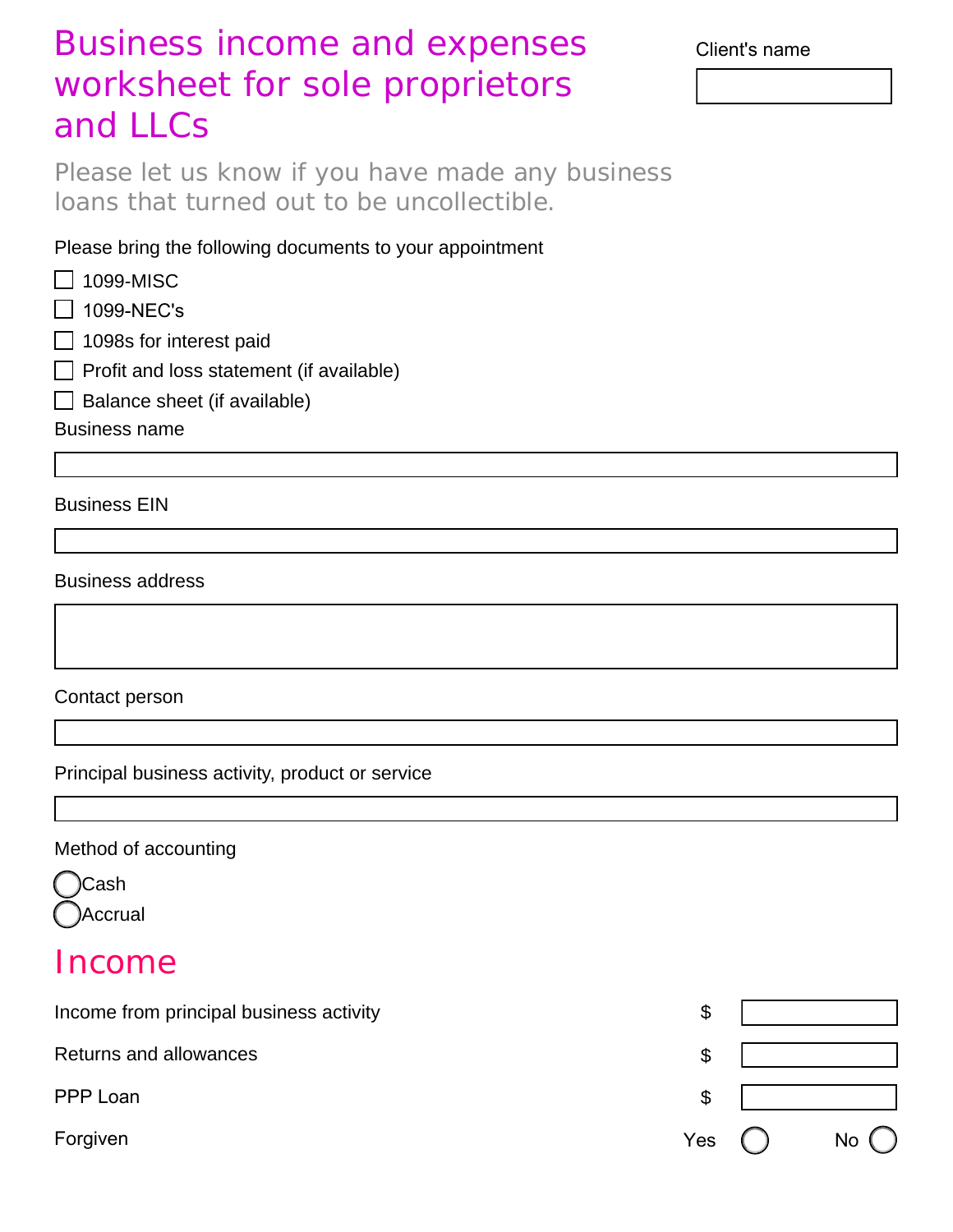# Business income and expenses worksheet for sole proprietors and LLCs

Client's name

Please let us know if you have made any business loans that turned out to be uncollectible.

Please bring the following documents to your appointment

- ☐ 1099-MISC
- ☐ 1099-NEC's
- ☐ 1098s for interest paid
- ☐ Profit and loss statement (if available)
- ☐ Balance sheet (if available)

Business name

Business EIN

Business address

Contact person

Principal business activity, product or service

Method of accounting

- ◯ Cash
- ◯ Accrual

## Income

| | | |
|---|---|---|
| Income from principal business activity | $ | |
| Returns and allowances | $ | |
| PPP Loan | $ | |
| Forgiven | Yes ◯ | No ◯ |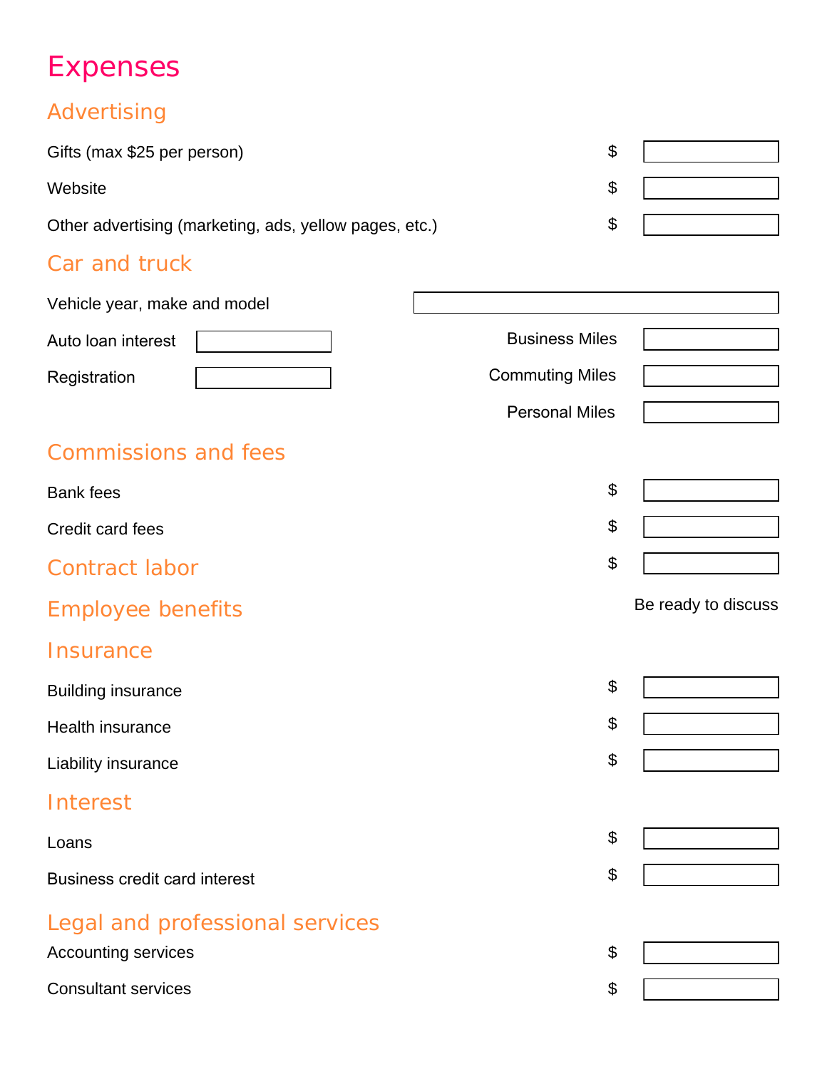# Expenses

## Advertising

Gifts (max $25 per person) $ ______

Website $ ______

Other advertising (marketing, ads, yellow pages, etc.) $ ______

## Car and truck

Vehicle year, make and model ______

Auto loan interest ______

Registration ______

Business Miles ______

Commuting Miles ______

Personal Miles ______

## Commissions and fees

Bank fees $ ______

Credit card fees $ ______

## Contract labor

$ ______

## Employee benefits

Be ready to discuss

## Insurance

Building insurance $ ______

Health insurance $ ______

Liability insurance $ ______

## Interest

Loans $ ______

Business credit card interest $ ______

## Legal and professional services

Accounting services $ ______

Consultant services $ ______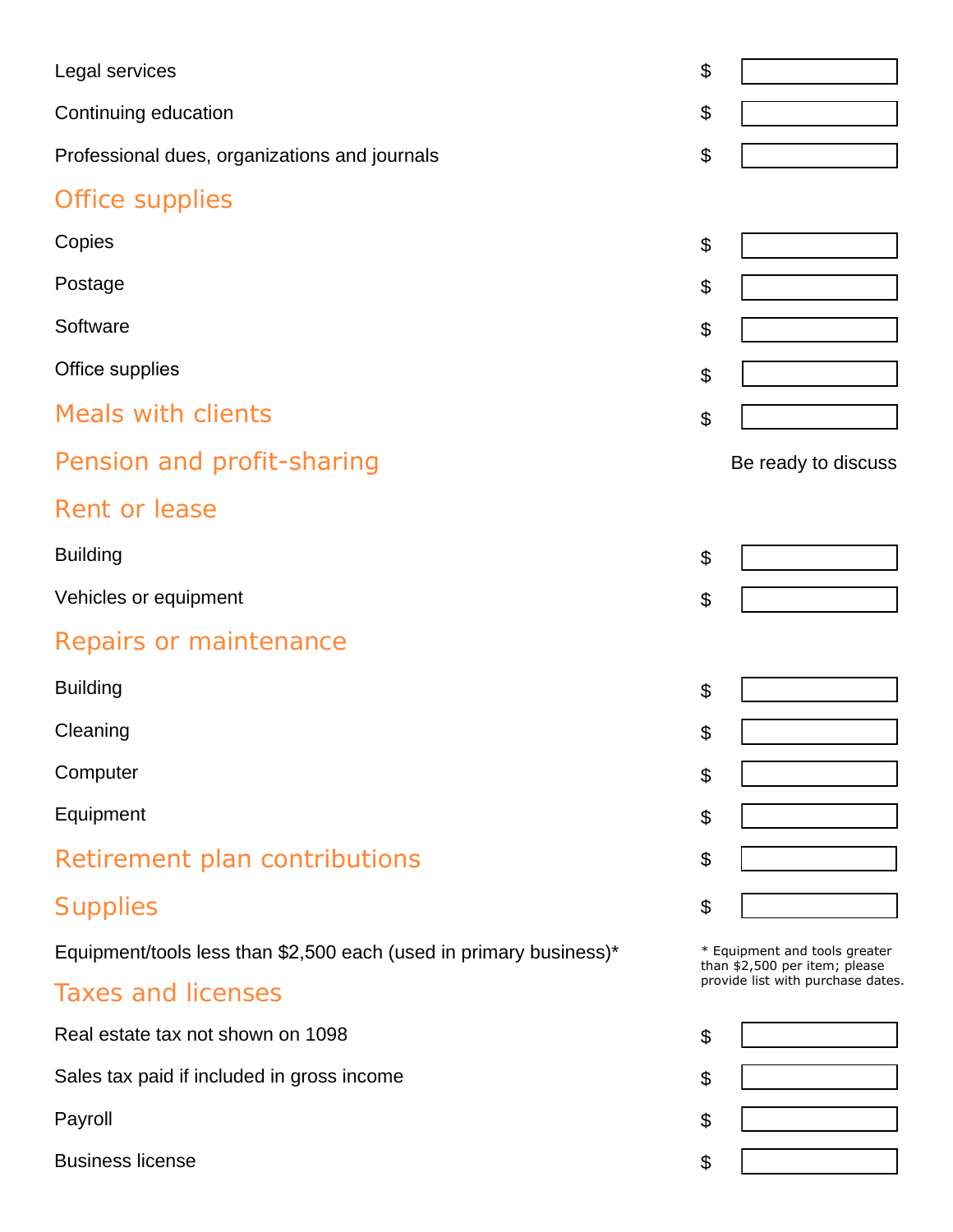Legal services $ 

Continuing education $ 

Professional dues, organizations and journals $ 

## Office supplies

Copies $ 

Postage $ 

Software $ 

Office supplies $ 

## Meals with clients

$ 

## Pension and profit-sharing

Be ready to discuss

## Rent or lease

Building $ 

Vehicles or equipment $ 

## Repairs or maintenance

Building $ 

Cleaning $ 

Computer $ 

Equipment $ 

## Retirement plan contributions

$ 

## Supplies

$ 

Equipment/tools less than $2,500 each (used in primary business)*

* Equipment and tools greater than $2,500 per item; please provide list with purchase dates.

## Taxes and licenses

Real estate tax not shown on 1098 $ 

Sales tax paid if included in gross income $ 

Payroll $ 

Business license $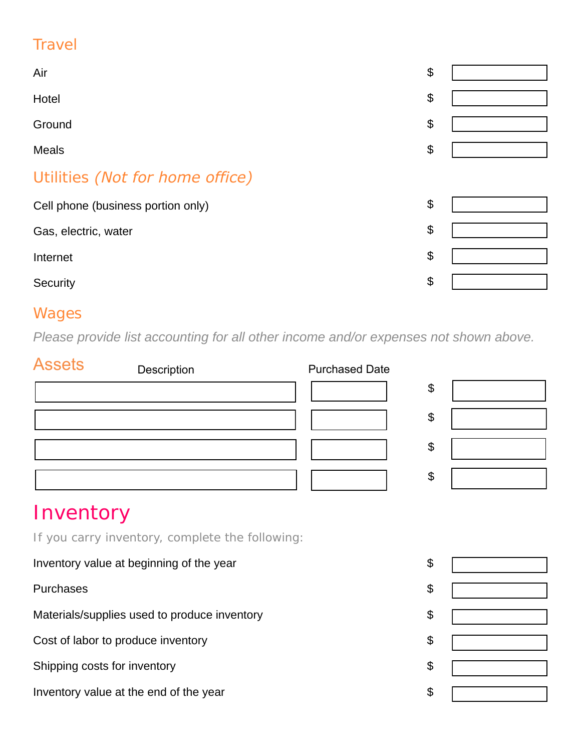## Travel

| | | |
|---|---|---|
| Air | $ | |
| Hotel | $ | |
| Ground | $ | |
| Meals | $ | |

## Utilities *(Not for home office)*

| | | |
|---|---|---|
| Cell phone (business portion only) | $ | |
| Gas, electric, water | $ | |
| Internet | $ | |
| Security | $ | |

## Wages

*Please provide list accounting for all other income and/or expenses not shown above.*

## Assets

| Description | Purchased Date | | |
|---|---|---|---|
| | | $ | |
| | | $ | |
| | | $ | |
| | | $ | |

# Inventory

If you carry inventory, complete the following:

| | | |
|---|---|---|
| Inventory value at beginning of the year | $ | |
| Purchases | $ | |
| Materials/supplies used to produce inventory | $ | |
| Cost of labor to produce inventory | $ | |
| Shipping costs for inventory | $ | |
| Inventory value at the end of the year | $ | |